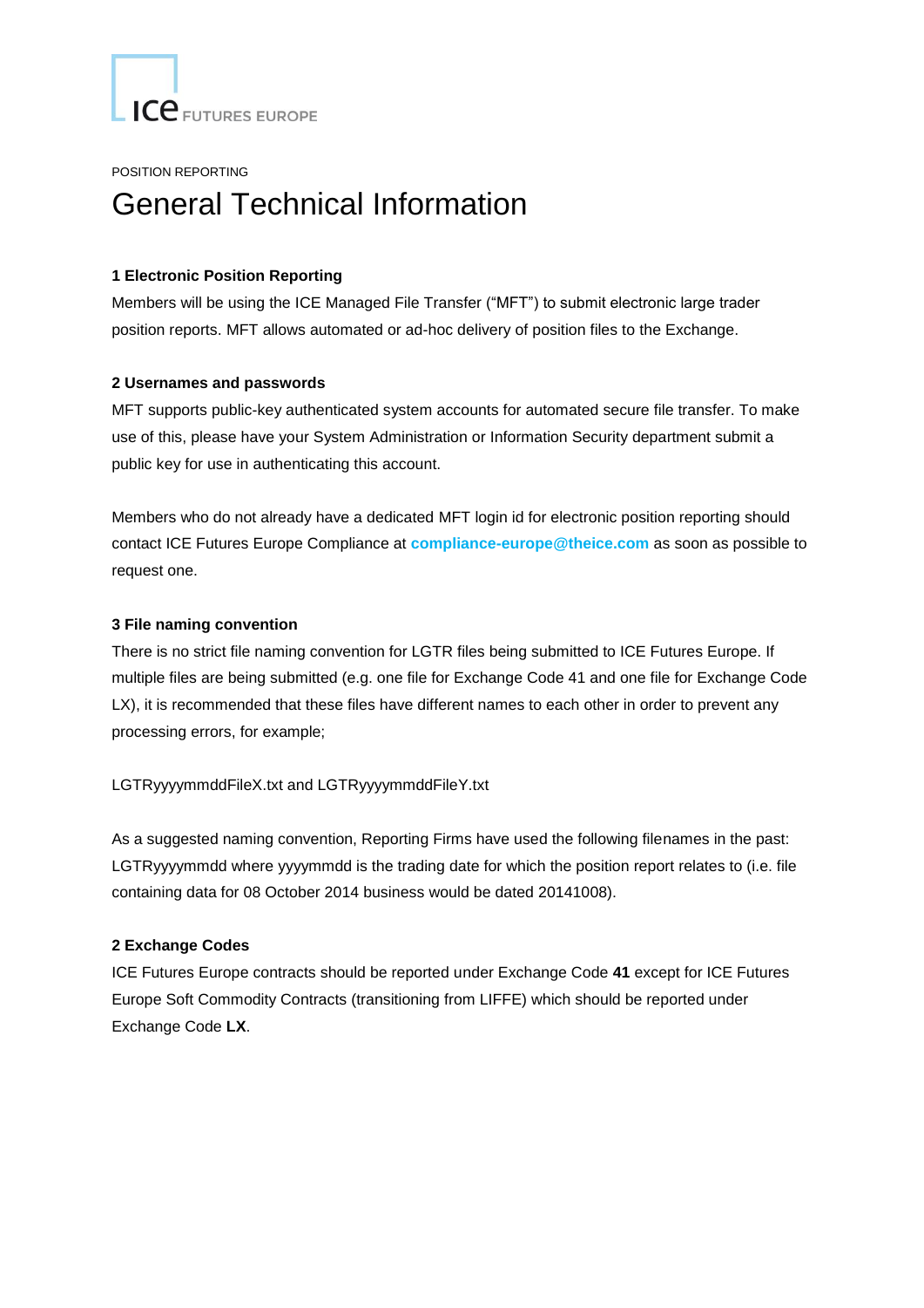POSITION REPORTING

# General Technical Information

**1 Electronic Position Reporting**

Members will be using the ICE Managed File Transfer ("MFT") to submit electronic large trader position reports. MFT allows automated or ad-hoc delivery of position files to the Exchange.

**2 Usernames and passwords**

MFT supports public-key authenticated system accounts for automated secure file transfer. To make use of this, please have your System Administration or Information Security department submit a public key for use in authenticating this account.

Members who do not already have a dedicated MFT login id for electronic position reporting should contact ICE Futures Europe Compliance at **compliance-europe@theice.com** as soon as possible to request one.

**3 File naming convention**

There is no strict file naming convention for LGTR files being submitted to ICE Futures Europe. If multiple files are being submitted (e.g. one file for Exchange Code 41 and one file for Exchange Code LX), it is recommended that these files have different names to each other in order to prevent any processing errors, for example;

LGTRyyyymmddFileX.txt and LGTRyyyymmddFileY.txt

As a suggested naming convention, Reporting Firms have used the following filenames in the past: LGTRyyyymmdd where yyyymmdd is the trading date for which the position report relates to (i.e. file containing data for 08 October 2014 business would be dated 20141008).

**2 Exchange Codes**

ICE Futures Europe contracts should be reported under Exchange Code **41** except for ICE Futures Europe Soft Commodity Contracts (transitioning from LIFFE) which should be reported under Exchange Code **LX**.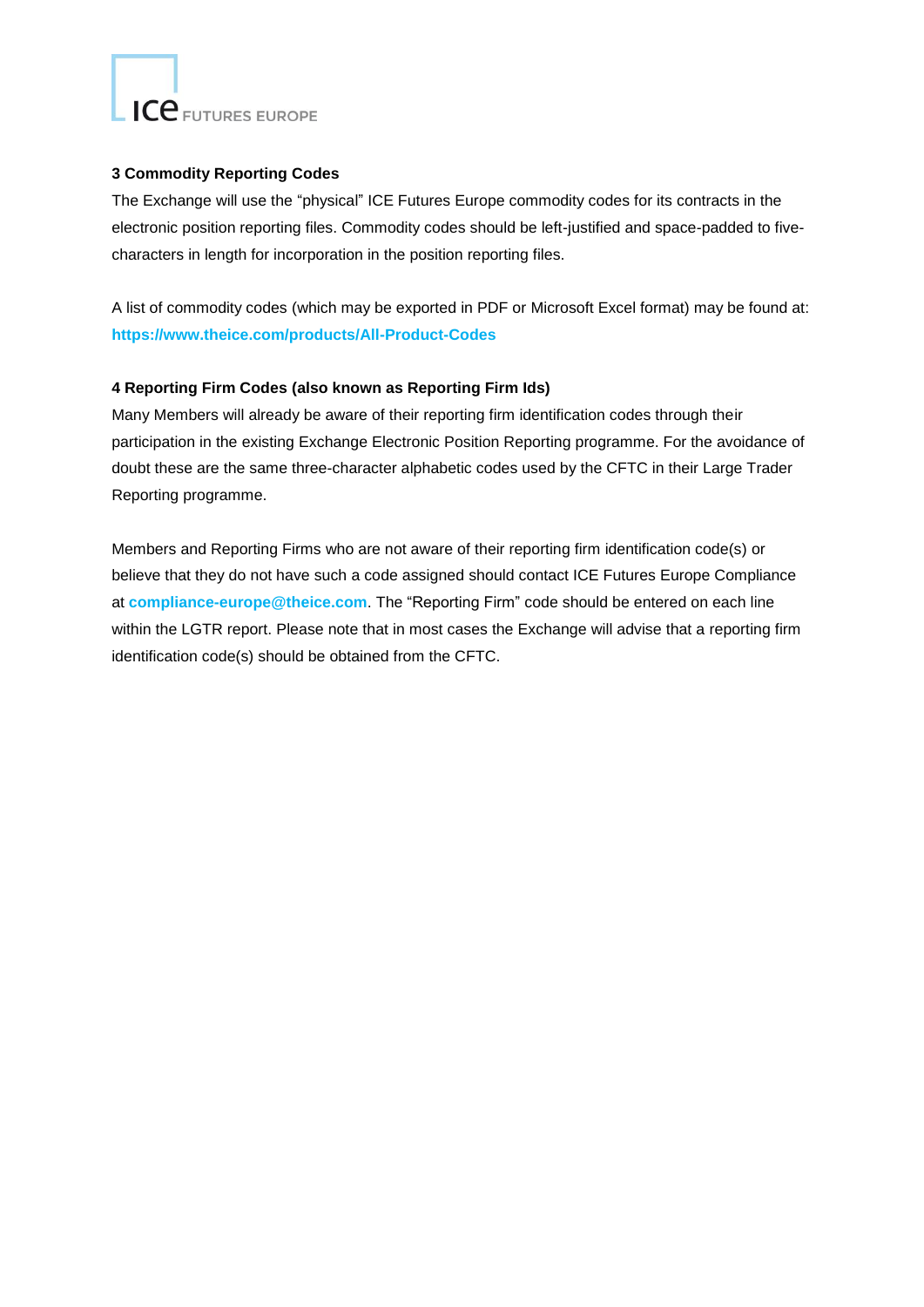### 3 Commodity Reporting Codes

The Exchange will use the "physical" ICE Futures Europe commodity codes for its contracts in the electronic position reporting files. Commodity codes should be left-justified and space-padded to five-characters in length for incorporation in the position reporting files.

A list of commodity codes (which may be exported in PDF or Microsoft Excel format) may be found at: **https://www.theice.com/products/All-Product-Codes**

### 4 Reporting Firm Codes (also known as Reporting Firm Ids)

Many Members will already be aware of their reporting firm identification codes through their participation in the existing Exchange Electronic Position Reporting programme. For the avoidance of doubt these are the same three-character alphabetic codes used by the CFTC in their Large Trader Reporting programme.

Members and Reporting Firms who are not aware of their reporting firm identification code(s) or believe that they do not have such a code assigned should contact ICE Futures Europe Compliance at **compliance-europe@theice.com**. The "Reporting Firm" code should be entered on each line within the LGTR report. Please note that in most cases the Exchange will advise that a reporting firm identification code(s) should be obtained from the CFTC.